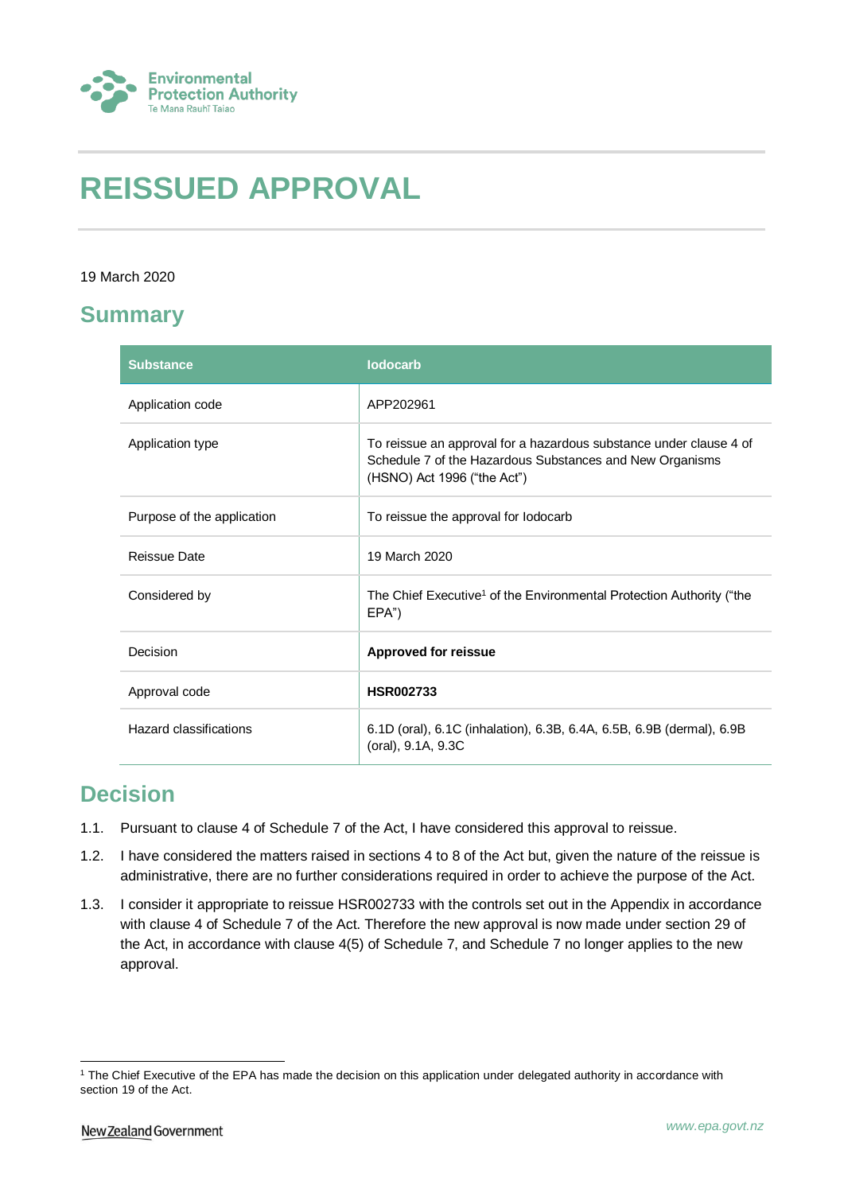# REISSUED APPROVAL

19 March 2020

## Summary

| Substance | Iodocarb |
|---|---|
| Application code | APP202961 |
| Application type | To reissue an approval for a hazardous substance under clause 4 of Schedule 7 of the Hazardous Substances and New Organisms (HSNO) Act 1996 ("the Act") |
| Purpose of the application | To reissue the approval for Iodocarb |
| Reissue Date | 19 March 2020 |
| Considered by | The Chief Executive[1] of the Environmental Protection Authority ("the EPA") |
| Decision | **Approved for reissue** |
| Approval code | **HSR002733** |
| Hazard classifications | 6.1D (oral), 6.1C (inhalation), 6.3B, 6.4A, 6.5B, 6.9B (dermal), 6.9B (oral), 9.1A, 9.3C |

## Decision

1.1. Pursuant to clause 4 of Schedule 7 of the Act, I have considered this approval to reissue.

1.2. I have considered the matters raised in sections 4 to 8 of the Act but, given the nature of the reissue is administrative, there are no further considerations required in order to achieve the purpose of the Act.

1.3. I consider it appropriate to reissue HSR002733 with the controls set out in the Appendix in accordance with clause 4 of Schedule 7 of the Act. Therefore the new approval is now made under section 29 of the Act, in accordance with clause 4(5) of Schedule 7, and Schedule 7 no longer applies to the new approval.

[1] The Chief Executive of the EPA has made the decision on this application under delegated authority in accordance with section 19 of the Act.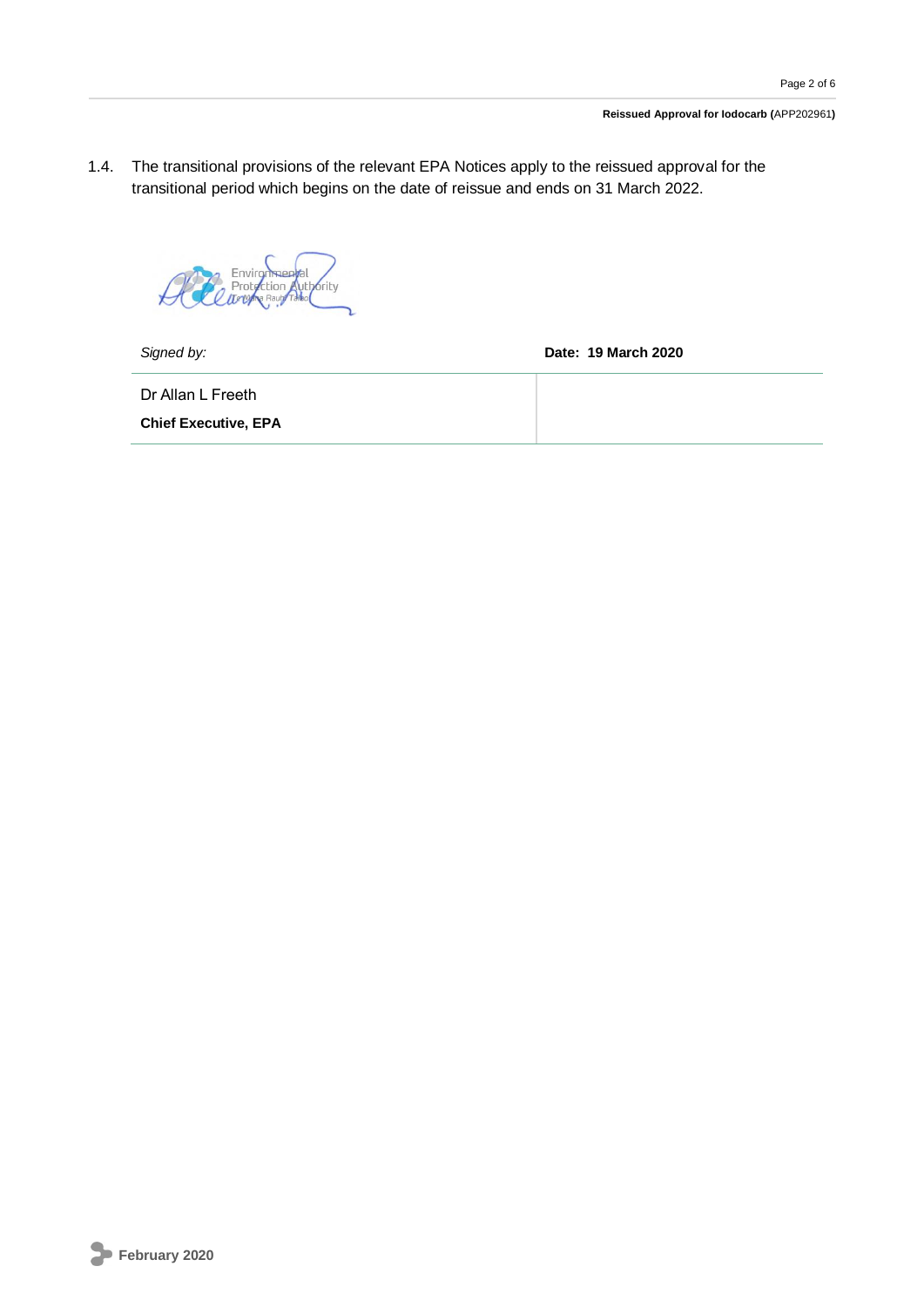1.4. The transitional provisions of the relevant EPA Notices apply to the reissued approval for the transitional period which begins on the date of reissue and ends on 31 March 2022.

| *Signed by:* | **Date: 19 March 2020** |
| --- | --- |
| Dr Allan L Freeth<br>**Chief Executive, EPA** | |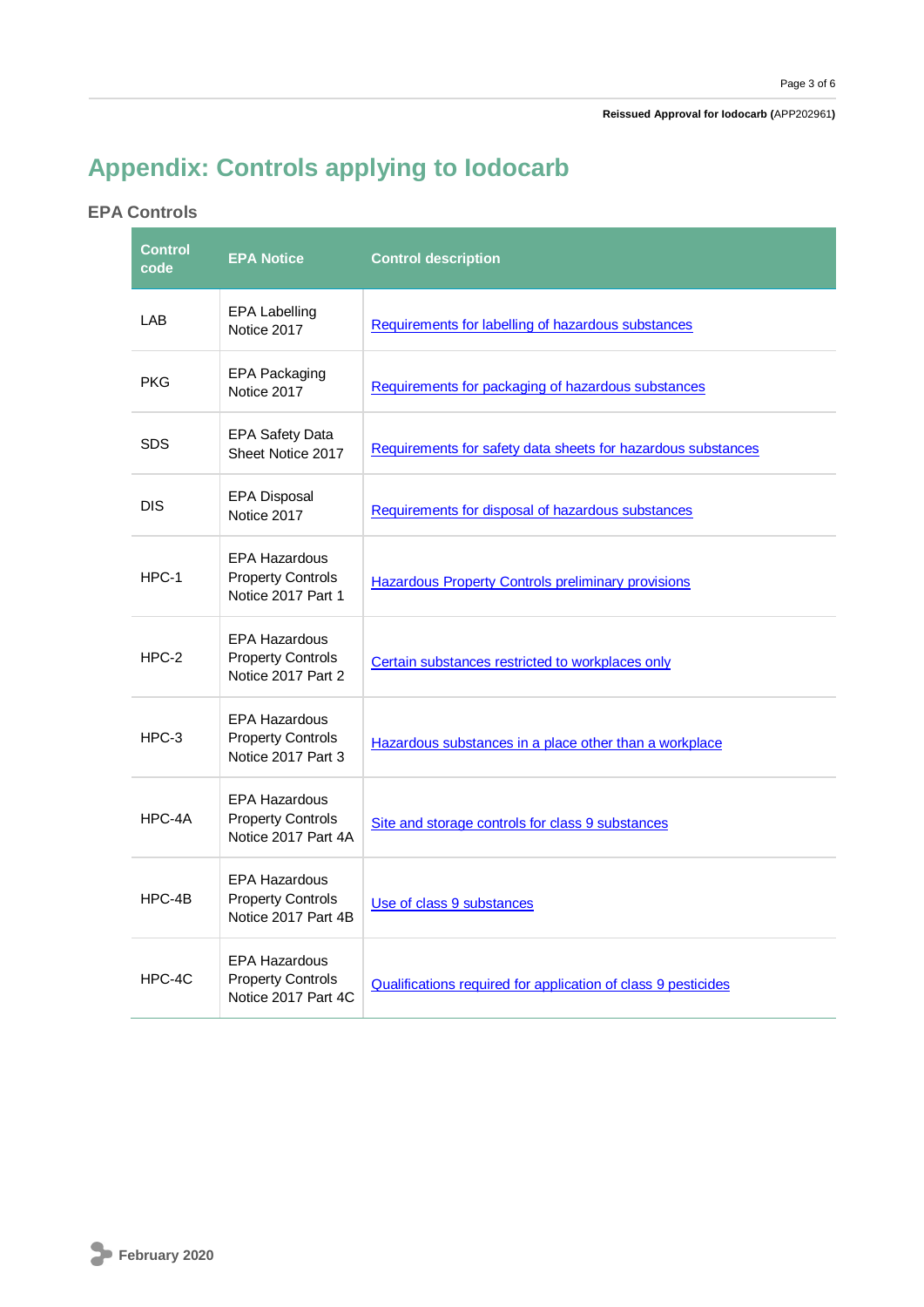# Appendix: Controls applying to Iodocarb

## EPA Controls

| Control code | EPA Notice | Control description |
|---|---|---|
| LAB | EPA Labelling Notice 2017 | Requirements for labelling of hazardous substances |
| PKG | EPA Packaging Notice 2017 | Requirements for packaging of hazardous substances |
| SDS | EPA Safety Data Sheet Notice 2017 | Requirements for safety data sheets for hazardous substances |
| DIS | EPA Disposal Notice 2017 | Requirements for disposal of hazardous substances |
| HPC-1 | EPA Hazardous Property Controls Notice 2017 Part 1 | Hazardous Property Controls preliminary provisions |
| HPC-2 | EPA Hazardous Property Controls Notice 2017 Part 2 | Certain substances restricted to workplaces only |
| HPC-3 | EPA Hazardous Property Controls Notice 2017 Part 3 | Hazardous substances in a place other than a workplace |
| HPC-4A | EPA Hazardous Property Controls Notice 2017 Part 4A | Site and storage controls for class 9 substances |
| HPC-4B | EPA Hazardous Property Controls Notice 2017 Part 4B | Use of class 9 substances |
| HPC-4C | EPA Hazardous Property Controls Notice 2017 Part 4C | Qualifications required for application of class 9 pesticides |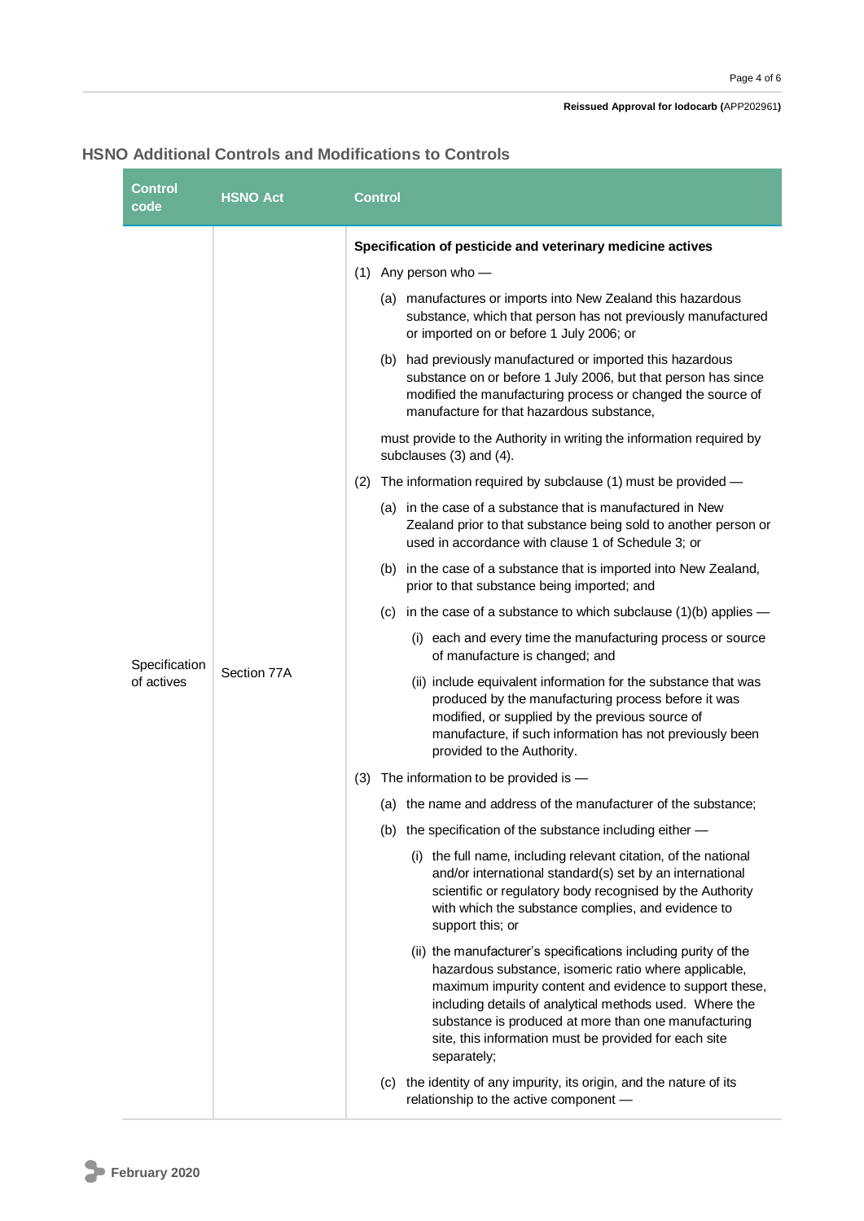## HSNO Additional Controls and Modifications to Controls

| Control code | HSNO Act | Control |
| --- | --- | --- |
| Specification of actives | Section 77A | **Specification of pesticide and veterinary medicine actives**<br>(1) Any person who —<br>(a) manufactures or imports into New Zealand this hazardous substance, which that person has not previously manufactured or imported on or before 1 July 2006; or<br>(b) had previously manufactured or imported this hazardous substance on or before 1 July 2006, but that person has since modified the manufacturing process or changed the source of manufacture for that hazardous substance,<br>must provide to the Authority in writing the information required by subclauses (3) and (4).<br>(2) The information required by subclause (1) must be provided —<br>(a) in the case of a substance that is manufactured in New Zealand prior to that substance being sold to another person or used in accordance with clause 1 of Schedule 3; or<br>(b) in the case of a substance that is imported into New Zealand, prior to that substance being imported; and<br>(c) in the case of a substance to which subclause (1)(b) applies —<br>(i) each and every time the manufacturing process or source of manufacture is changed; and<br>(ii) include equivalent information for the substance that was produced by the manufacturing process before it was modified, or supplied by the previous source of manufacture, if such information has not previously been provided to the Authority.<br>(3) The information to be provided is —<br>(a) the name and address of the manufacturer of the substance;<br>(b) the specification of the substance including either —<br>(i) the full name, including relevant citation, of the national and/or international standard(s) set by an international scientific or regulatory body recognised by the Authority with which the substance complies, and evidence to support this; or<br>(ii) the manufacturer's specifications including purity of the hazardous substance, isomeric ratio where applicable, maximum impurity content and evidence to support these, including details of analytical methods used. Where the substance is produced at more than one manufacturing site, this information must be provided for each site separately;<br>(c) the identity of any impurity, its origin, and the nature of its relationship to the active component — |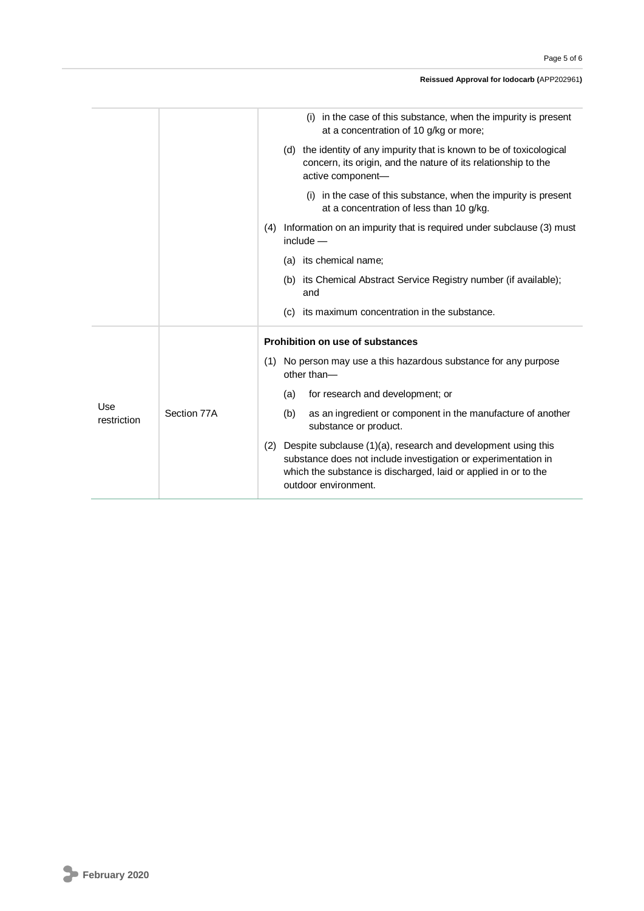| | | |
|---|---|---|
| | | (i) in the case of this substance, when the impurity is present at a concentration of 10 g/kg or more;<br>(d) the identity of any impurity that is known to be of toxicological concern, its origin, and the nature of its relationship to the active component—<br>(i) in the case of this substance, when the impurity is present at a concentration of less than 10 g/kg.<br>(4) Information on an impurity that is required under subclause (3) must include —<br>(a) its chemical name;<br>(b) its Chemical Abstract Service Registry number (if available); and<br>(c) its maximum concentration in the substance. |
| Use restriction | Section 77A | **Prohibition on use of substances**<br>(1) No person may use a this hazardous substance for any purpose other than—<br>(a) for research and development; or<br>(b) as an ingredient or component in the manufacture of another substance or product.<br>(2) Despite subclause (1)(a), research and development using this substance does not include investigation or experimentation in which the substance is discharged, laid or applied in or to the outdoor environment. |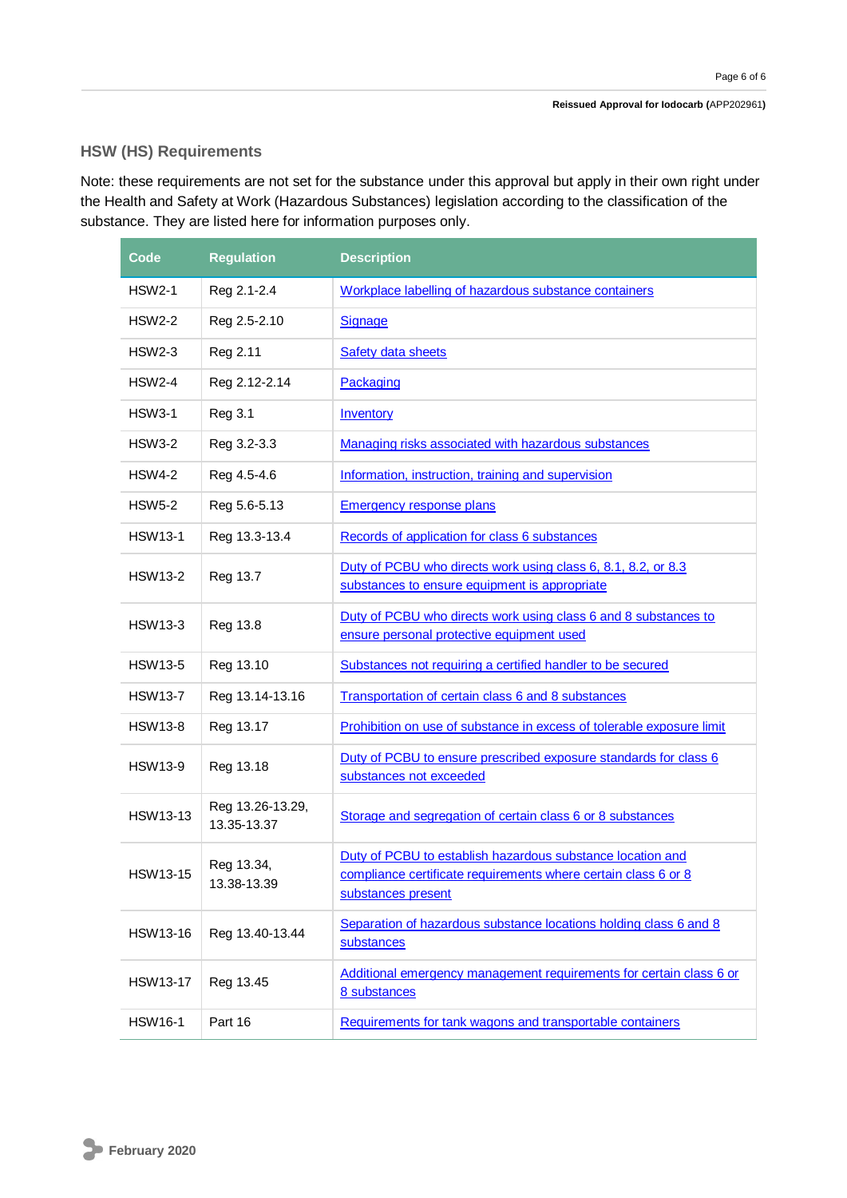## HSW (HS) Requirements

Note: these requirements are not set for the substance under this approval but apply in their own right under the Health and Safety at Work (Hazardous Substances) legislation according to the classification of the substance. They are listed here for information purposes only.

| Code | Regulation | Description |
|---|---|---|
| HSW2-1 | Reg 2.1-2.4 | Workplace labelling of hazardous substance containers |
| HSW2-2 | Reg 2.5-2.10 | Signage |
| HSW2-3 | Reg 2.11 | Safety data sheets |
| HSW2-4 | Reg 2.12-2.14 | Packaging |
| HSW3-1 | Reg 3.1 | Inventory |
| HSW3-2 | Reg 3.2-3.3 | Managing risks associated with hazardous substances |
| HSW4-2 | Reg 4.5-4.6 | Information, instruction, training and supervision |
| HSW5-2 | Reg 5.6-5.13 | Emergency response plans |
| HSW13-1 | Reg 13.3-13.4 | Records of application for class 6 substances |
| HSW13-2 | Reg 13.7 | Duty of PCBU who directs work using class 6, 8.1, 8.2, or 8.3 substances to ensure equipment is appropriate |
| HSW13-3 | Reg 13.8 | Duty of PCBU who directs work using class 6 and 8 substances to ensure personal protective equipment used |
| HSW13-5 | Reg 13.10 | Substances not requiring a certified handler to be secured |
| HSW13-7 | Reg 13.14-13.16 | Transportation of certain class 6 and 8 substances |
| HSW13-8 | Reg 13.17 | Prohibition on use of substance in excess of tolerable exposure limit |
| HSW13-9 | Reg 13.18 | Duty of PCBU to ensure prescribed exposure standards for class 6 substances not exceeded |
| HSW13-13 | Reg 13.26-13.29, 13.35-13.37 | Storage and segregation of certain class 6 or 8 substances |
| HSW13-15 | Reg 13.34, 13.38-13.39 | Duty of PCBU to establish hazardous substance location and compliance certificate requirements where certain class 6 or 8 substances present |
| HSW13-16 | Reg 13.40-13.44 | Separation of hazardous substance locations holding class 6 and 8 substances |
| HSW13-17 | Reg 13.45 | Additional emergency management requirements for certain class 6 or 8 substances |
| HSW16-1 | Part 16 | Requirements for tank wagons and transportable containers |